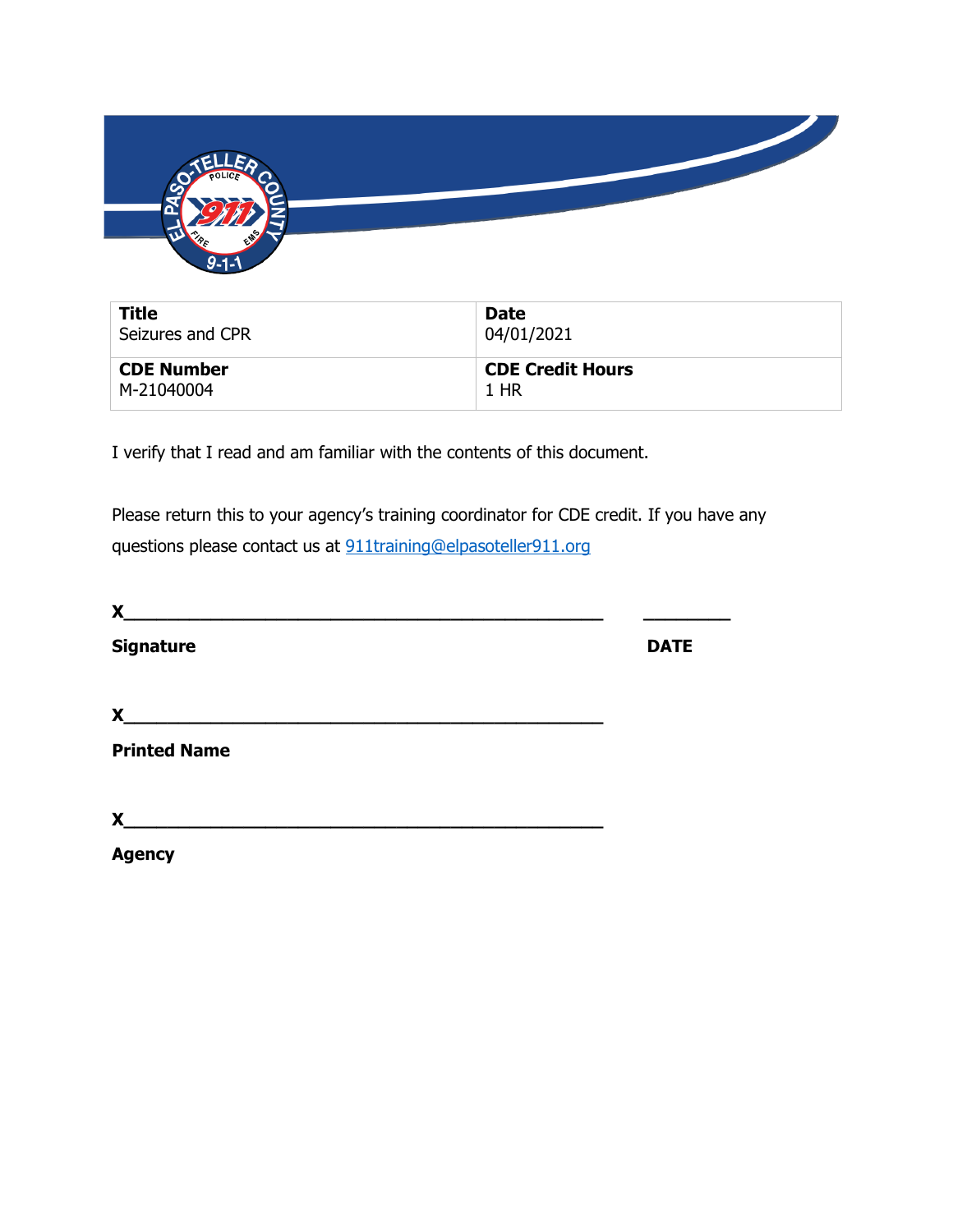| **Title**<br>Seizures and CPR | **Date**<br>04/01/2021 |
| --- | --- |
| **CDE Number**<br>M-21040004 | **CDE Credit Hours**<br>1 HR |

I verify that I read and am familiar with the contents of this document.

Please return this to your agency's training coordinator for CDE credit. If you have any questions please contact us at 911training@elpasoteller911.org

**X**_______________________________________________ ________

**Signature** **DATE**

**X**_______________________________________________

**Printed Name**

**X**_______________________________________________

**Agency**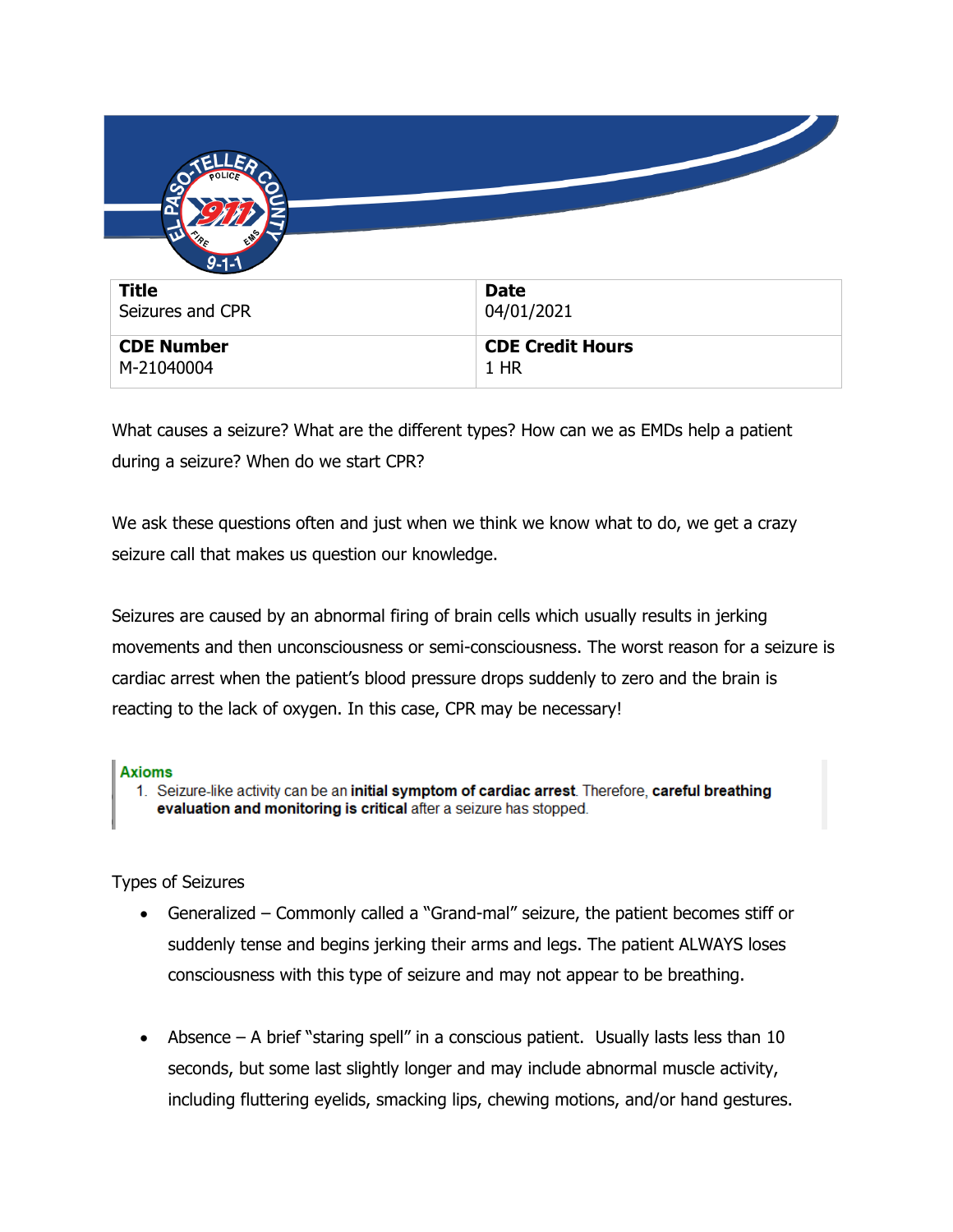| **Title** | **Date** |
| --- | --- |
| Seizures and CPR | 04/01/2021 |
| **CDE Number** | **CDE Credit Hours** |
| M-21040004 | 1 HR |

What causes a seizure? What are the different types? How can we as EMDs help a patient during a seizure? When do we start CPR?

We ask these questions often and just when we think we know what to do, we get a crazy seizure call that makes us question our knowledge.

Seizures are caused by an abnormal firing of brain cells which usually results in jerking movements and then unconsciousness or semi-consciousness. The worst reason for a seizure is cardiac arrest when the patient's blood pressure drops suddenly to zero and the brain is reacting to the lack of oxygen. In this case, CPR may be necessary!

> **Axioms**
> 1. Seizure-like activity can be an **initial symptom of cardiac arrest**. Therefore, **careful breathing evaluation and monitoring is critical** after a seizure has stopped.

Types of Seizures

- Generalized – Commonly called a "Grand-mal" seizure, the patient becomes stiff or suddenly tense and begins jerking their arms and legs. The patient ALWAYS loses consciousness with this type of seizure and may not appear to be breathing.

- Absence – A brief "staring spell" in a conscious patient. Usually lasts less than 10 seconds, but some last slightly longer and may include abnormal muscle activity, including fluttering eyelids, smacking lips, chewing motions, and/or hand gestures.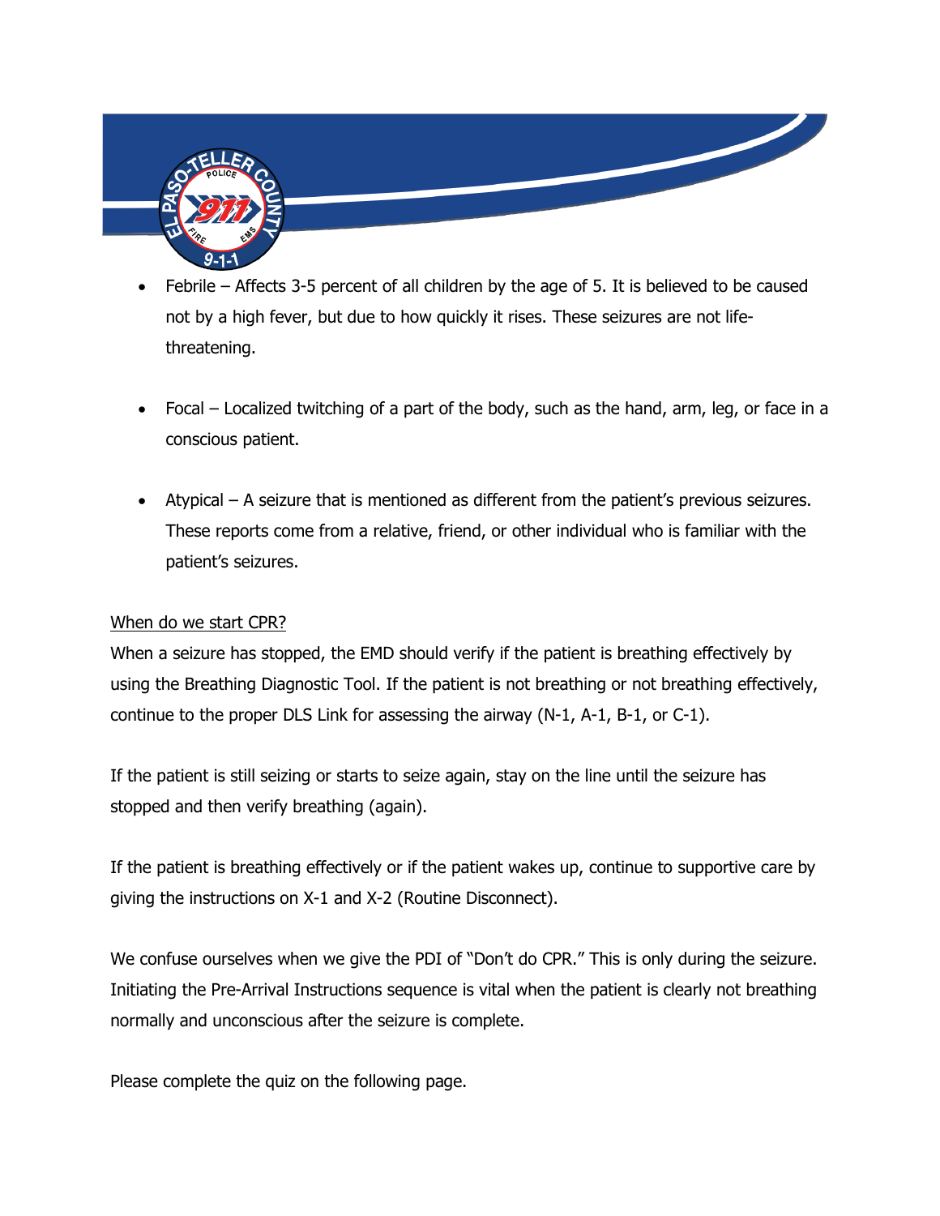- Febrile – Affects 3-5 percent of all children by the age of 5. It is believed to be caused not by a high fever, but due to how quickly it rises. These seizures are not life-threatening.

- Focal – Localized twitching of a part of the body, such as the hand, arm, leg, or face in a conscious patient.

- Atypical – A seizure that is mentioned as different from the patient's previous seizures. These reports come from a relative, friend, or other individual who is familiar with the patient's seizures.

When do we start CPR?

When a seizure has stopped, the EMD should verify if the patient is breathing effectively by using the Breathing Diagnostic Tool. If the patient is not breathing or not breathing effectively, continue to the proper DLS Link for assessing the airway (N-1, A-1, B-1, or C-1).

If the patient is still seizing or starts to seize again, stay on the line until the seizure has stopped and then verify breathing (again).

If the patient is breathing effectively or if the patient wakes up, continue to supportive care by giving the instructions on X-1 and X-2 (Routine Disconnect).

We confuse ourselves when we give the PDI of "Don't do CPR." This is only during the seizure. Initiating the Pre-Arrival Instructions sequence is vital when the patient is clearly not breathing normally and unconscious after the seizure is complete.

Please complete the quiz on the following page.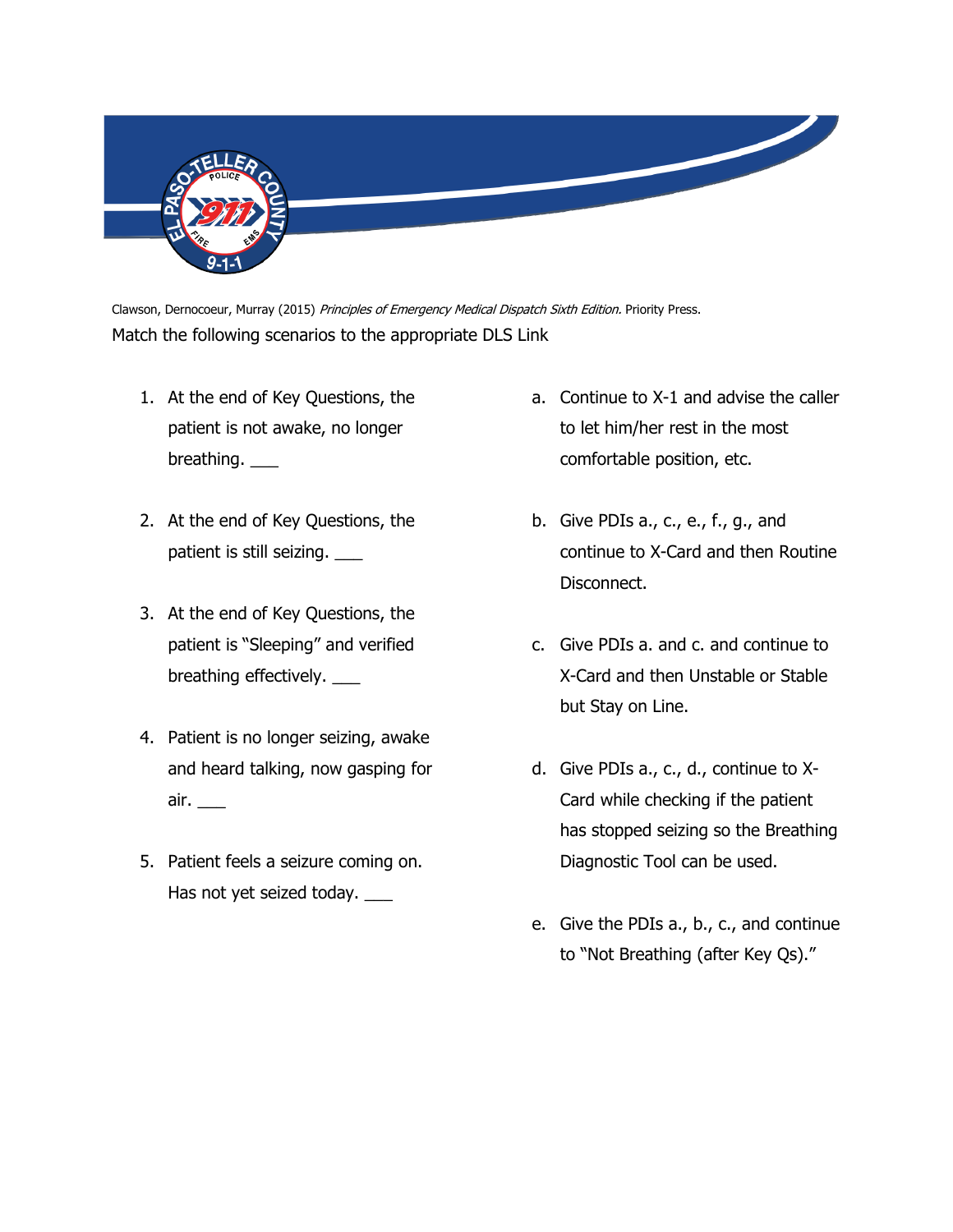Clawson, Dernocoeur, Murray (2015) *Principles of Emergency Medical Dispatch Sixth Edition.* Priority Press.

Match the following scenarios to the appropriate DLS Link

1. At the end of Key Questions, the patient is not awake, no longer breathing. ___
2. At the end of Key Questions, the patient is still seizing. ___
3. At the end of Key Questions, the patient is "Sleeping" and verified breathing effectively. ___
4. Patient is no longer seizing, awake and heard talking, now gasping for air. ___
5. Patient feels a seizure coming on. Has not yet seized today. ___

a. Continue to X-1 and advise the caller to let him/her rest in the most comfortable position, etc.

b. Give PDIs a., c., e., f., g., and continue to X-Card and then Routine Disconnect.

c. Give PDIs a. and c. and continue to X-Card and then Unstable or Stable but Stay on Line.

d. Give PDIs a., c., d., continue to X-Card while checking if the patient has stopped seizing so the Breathing Diagnostic Tool can be used.

e. Give the PDIs a., b., c., and continue to "Not Breathing (after Key Qs)."